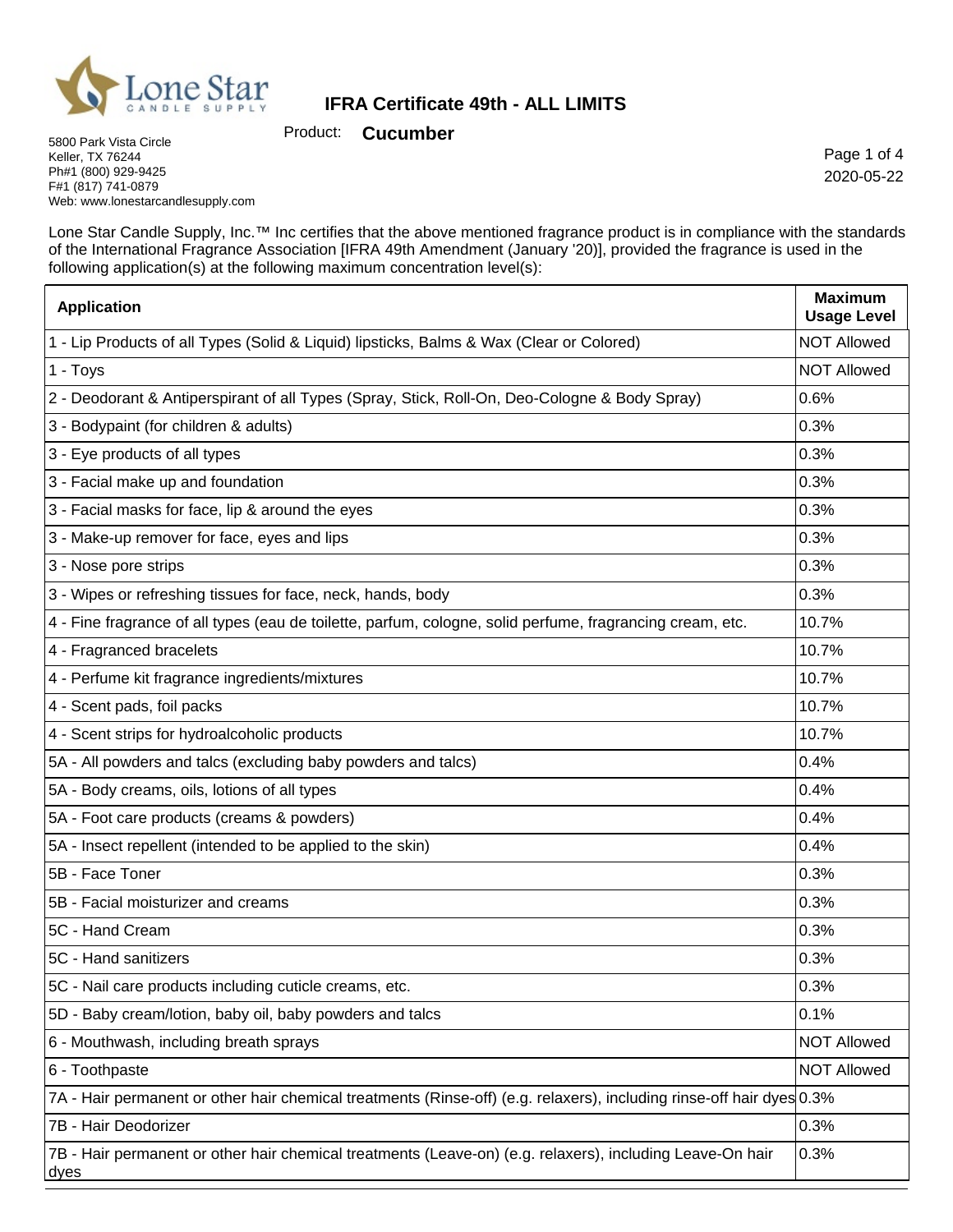# IFRA Certificate 49th - ALL LIMITS

Product: **Cucumber**

5800 Park Vista Circle
Keller, TX 76244
Ph#1 (800) 929-9425
F#1 (817) 741-0879
Web: www.lonestarcandlesupply.com

2020-05-22

Lone Star Candle Supply, Inc.™ Inc certifies that the above mentioned fragrance product is in compliance with the standards of the International Fragrance Association [IFRA 49th Amendment (January '20)], provided the fragrance is used in the following application(s) at the following maximum concentration level(s):

| Application | Maximum Usage Level |
|---|---|
| 1 - Lip Products of all Types (Solid & Liquid) lipsticks, Balms & Wax (Clear or Colored) | NOT Allowed |
| 1 - Toys | NOT Allowed |
| 2 - Deodorant & Antiperspirant of all Types (Spray, Stick, Roll-On, Deo-Cologne & Body Spray) | 0.6% |
| 3 - Bodypaint (for children & adults) | 0.3% |
| 3 - Eye products of all types | 0.3% |
| 3 - Facial make up and foundation | 0.3% |
| 3 - Facial masks for face, lip & around the eyes | 0.3% |
| 3 - Make-up remover for face, eyes and lips | 0.3% |
| 3 - Nose pore strips | 0.3% |
| 3 - Wipes or refreshing tissues for face, neck, hands, body | 0.3% |
| 4 - Fine fragrance of all types (eau de toilette, parfum, cologne, solid perfume, fragrancing cream, etc. | 10.7% |
| 4 - Fragranced bracelets | 10.7% |
| 4 - Perfume kit fragrance ingredients/mixtures | 10.7% |
| 4 - Scent pads, foil packs | 10.7% |
| 4 - Scent strips for hydroalcoholic products | 10.7% |
| 5A - All powders and talcs (excluding baby powders and talcs) | 0.4% |
| 5A - Body creams, oils, lotions of all types | 0.4% |
| 5A - Foot care products (creams & powders) | 0.4% |
| 5A - Insect repellent (intended to be applied to the skin) | 0.4% |
| 5B - Face Toner | 0.3% |
| 5B - Facial moisturizer and creams | 0.3% |
| 5C - Hand Cream | 0.3% |
| 5C - Hand sanitizers | 0.3% |
| 5C - Nail care products including cuticle creams, etc. | 0.3% |
| 5D - Baby cream/lotion, baby oil, baby powders and talcs | 0.1% |
| 6 - Mouthwash, including breath sprays | NOT Allowed |
| 6 - Toothpaste | NOT Allowed |
| 7A - Hair permanent or other hair chemical treatments (Rinse-off) (e.g. relaxers), including rinse-off hair dyes | 0.3% |
| 7B - Hair Deodorizer | 0.3% |
| 7B - Hair permanent or other hair chemical treatments (Leave-on) (e.g. relaxers), including Leave-On hair dyes | 0.3% |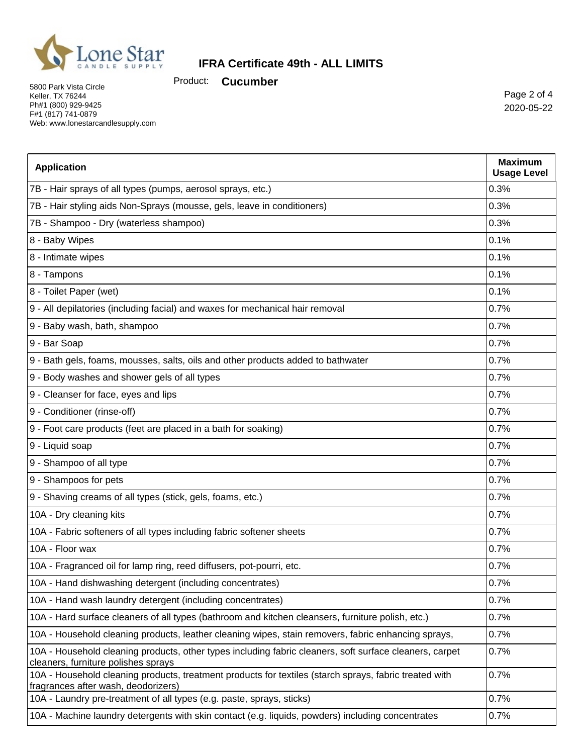**IFRA Certificate 49th - ALL LIMITS**

Product: **Cucumber**

5800 Park Vista Circle
Keller, TX 76244
Ph#1 (800) 929-9425
F#1 (817) 741-0879
Web: www.lonestarcandlesupply.com

2020-05-22

| Application | Maximum Usage Level |
|---|---|
| 7B - Hair sprays of all types (pumps, aerosol sprays, etc.) | 0.3% |
| 7B - Hair styling aids Non-Sprays (mousse, gels, leave in conditioners) | 0.3% |
| 7B - Shampoo - Dry (waterless shampoo) | 0.3% |
| 8 - Baby Wipes | 0.1% |
| 8 - Intimate wipes | 0.1% |
| 8 - Tampons | 0.1% |
| 8 - Toilet Paper (wet) | 0.1% |
| 9 - All depilatories (including facial) and waxes for mechanical hair removal | 0.7% |
| 9 - Baby wash, bath, shampoo | 0.7% |
| 9 - Bar Soap | 0.7% |
| 9 - Bath gels, foams, mousses, salts, oils and other products added to bathwater | 0.7% |
| 9 - Body washes and shower gels of all types | 0.7% |
| 9 - Cleanser for face, eyes and lips | 0.7% |
| 9 - Conditioner (rinse-off) | 0.7% |
| 9 - Foot care products (feet are placed in a bath for soaking) | 0.7% |
| 9 - Liquid soap | 0.7% |
| 9 - Shampoo of all type | 0.7% |
| 9 - Shampoos for pets | 0.7% |
| 9 - Shaving creams of all types (stick, gels, foams, etc.) | 0.7% |
| 10A - Dry cleaning kits | 0.7% |
| 10A - Fabric softeners of all types including fabric softener sheets | 0.7% |
| 10A - Floor wax | 0.7% |
| 10A - Fragranced oil for lamp ring, reed diffusers, pot-pourri, etc. | 0.7% |
| 10A - Hand dishwashing detergent (including concentrates) | 0.7% |
| 10A - Hand wash laundry detergent (including concentrates) | 0.7% |
| 10A - Hard surface cleaners of all types (bathroom and kitchen cleansers, furniture polish, etc.) | 0.7% |
| 10A - Household cleaning products, leather cleaning wipes, stain removers, fabric enhancing sprays, | 0.7% |
| 10A - Household cleaning products, other types including fabric cleaners, soft surface cleaners, carpet cleaners, furniture polishes sprays | 0.7% |
| 10A - Household cleaning products, treatment products for textiles (starch sprays, fabric treated with fragrances after wash, deodorizers) | 0.7% |
| 10A - Laundry pre-treatment of all types (e.g. paste, sprays, sticks) | 0.7% |
| 10A - Machine laundry detergents with skin contact (e.g. liquids, powders) including concentrates | 0.7% |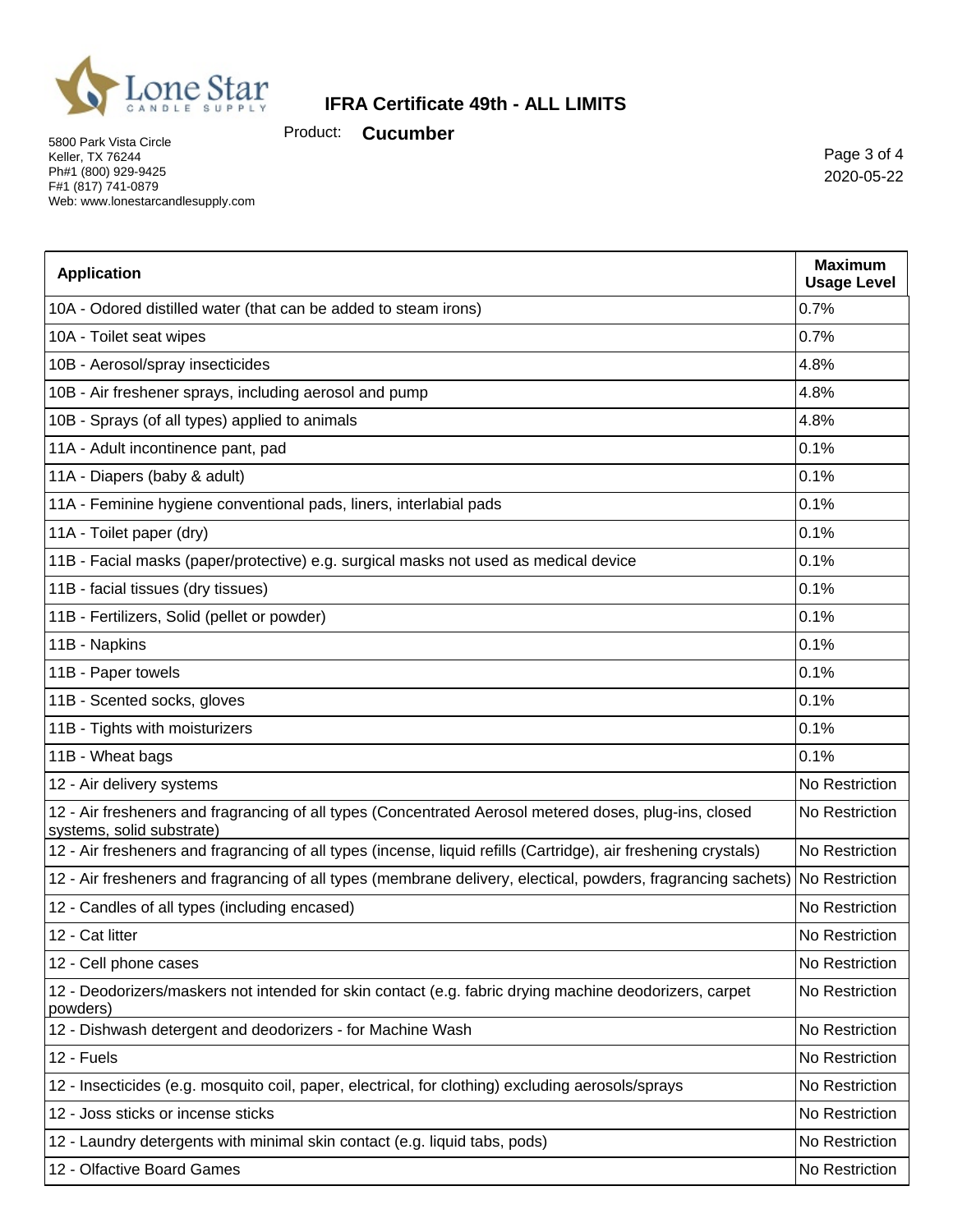# IFRA Certificate 49th - ALL LIMITS

Product: **Cucumber**

5800 Park Vista Circle
Keller, TX 76244
Ph#1 (800) 929-9425
F#1 (817) 741-0879
Web: www.lonestarcandlesupply.com

2020-05-22

| Application | Maximum Usage Level |
|---|---|
| 10A - Odored distilled water (that can be added to steam irons) | 0.7% |
| 10A - Toilet seat wipes | 0.7% |
| 10B - Aerosol/spray insecticides | 4.8% |
| 10B - Air freshener sprays, including aerosol and pump | 4.8% |
| 10B - Sprays (of all types) applied to animals | 4.8% |
| 11A - Adult incontinence pant, pad | 0.1% |
| 11A - Diapers (baby & adult) | 0.1% |
| 11A - Feminine hygiene conventional pads, liners, interlabial pads | 0.1% |
| 11A - Toilet paper (dry) | 0.1% |
| 11B - Facial masks (paper/protective) e.g. surgical masks not used as medical device | 0.1% |
| 11B - facial tissues (dry tissues) | 0.1% |
| 11B - Fertilizers, Solid (pellet or powder) | 0.1% |
| 11B - Napkins | 0.1% |
| 11B - Paper towels | 0.1% |
| 11B - Scented socks, gloves | 0.1% |
| 11B - Tights with moisturizers | 0.1% |
| 11B - Wheat bags | 0.1% |
| 12 - Air delivery systems | No Restriction |
| 12 - Air fresheners and fragrancing of all types (Concentrated Aerosol metered doses, plug-ins, closed systems, solid substrate) | No Restriction |
| 12 - Air fresheners and fragrancing of all types (incense, liquid refills (Cartridge), air freshening crystals) | No Restriction |
| 12 - Air fresheners and fragrancing of all types (membrane delivery, electical, powders, fragrancing sachets) | No Restriction |
| 12 - Candles of all types (including encased) | No Restriction |
| 12 - Cat litter | No Restriction |
| 12 - Cell phone cases | No Restriction |
| 12 - Deodorizers/maskers not intended for skin contact (e.g. fabric drying machine deodorizers, carpet powders) | No Restriction |
| 12 - Dishwash detergent and deodorizers - for Machine Wash | No Restriction |
| 12 - Fuels | No Restriction |
| 12 - Insecticides (e.g. mosquito coil, paper, electrical, for clothing) excluding aerosols/sprays | No Restriction |
| 12 - Joss sticks or incense sticks | No Restriction |
| 12 - Laundry detergents with minimal skin contact (e.g. liquid tabs, pods) | No Restriction |
| 12 - Olfactive Board Games | No Restriction |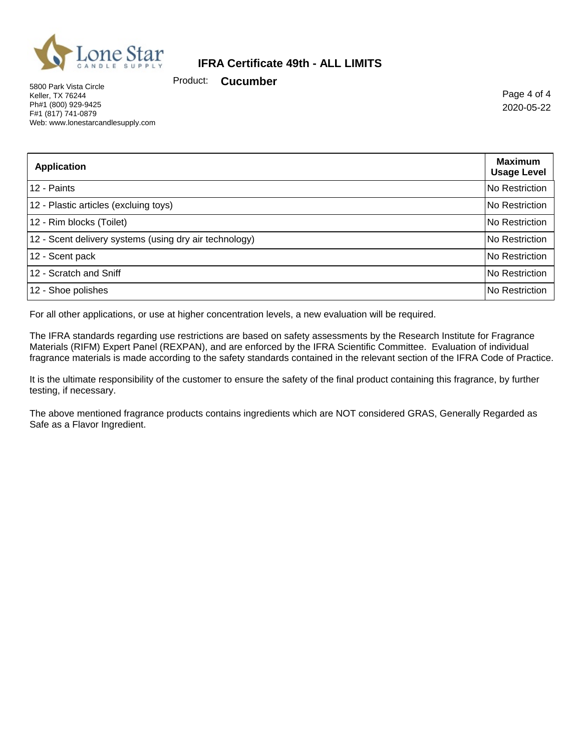## IFRA Certificate 49th - ALL LIMITS

Product: **Cucumber**

5800 Park Vista Circle
Keller, TX 76244
Ph#1 (800) 929-9425
F#1 (817) 741-0879
Web: www.lonestarcandlesupply.com

2020-05-22

| Application | Maximum Usage Level |
|---|---|
| 12 - Paints | No Restriction |
| 12 - Plastic articles (excluing toys) | No Restriction |
| 12 - Rim blocks (Toilet) | No Restriction |
| 12 - Scent delivery systems (using dry air technology) | No Restriction |
| 12 - Scent pack | No Restriction |
| 12 - Scratch and Sniff | No Restriction |
| 12 - Shoe polishes | No Restriction |

For all other applications, or use at higher concentration levels, a new evaluation will be required.

The IFRA standards regarding use restrictions are based on safety assessments by the Research Institute for Fragrance Materials (RIFM) Expert Panel (REXPAN), and are enforced by the IFRA Scientific Committee. Evaluation of individual fragrance materials is made according to the safety standards contained in the relevant section of the IFRA Code of Practice.

It is the ultimate responsibility of the customer to ensure the safety of the final product containing this fragrance, by further testing, if necessary.

The above mentioned fragrance products contains ingredients which are NOT considered GRAS, Generally Regarded as Safe as a Flavor Ingredient.